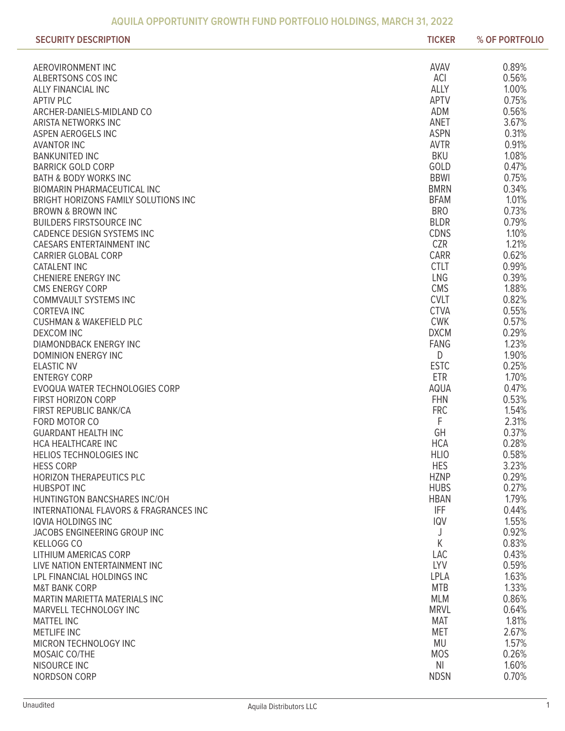## AQUILA OPPORTUNITY GROWTH FUND PORTFOLIO HOLDINGS, MARCH 31, 2022

| SECURITY DESCRIPTION | TICKER | % OF PORTFOLIO |
|---|---|---|
| AEROVIRONMENT INC | AVAV | 0.89% |
| ALBERTSONS COS INC | ACI | 0.56% |
| ALLY FINANCIAL INC | ALLY | 1.00% |
| APTIV PLC | APTV | 0.75% |
| ARCHER-DANIELS-MIDLAND CO | ADM | 0.56% |
| ARISTA NETWORKS INC | ANET | 3.67% |
| ASPEN AEROGELS INC | ASPN | 0.31% |
| AVANTOR INC | AVTR | 0.91% |
| BANKUNITED INC | BKU | 1.08% |
| BARRICK GOLD CORP | GOLD | 0.47% |
| BATH & BODY WORKS INC | BBWI | 0.75% |
| BIOMARIN PHARMACEUTICAL INC | BMRN | 0.34% |
| BRIGHT HORIZONS FAMILY SOLUTIONS INC | BFAM | 1.01% |
| BROWN & BROWN INC | BRO | 0.73% |
| BUILDERS FIRSTSOURCE INC | BLDR | 0.79% |
| CADENCE DESIGN SYSTEMS INC | CDNS | 1.10% |
| CAESARS ENTERTAINMENT INC | CZR | 1.21% |
| CARRIER GLOBAL CORP | CARR | 0.62% |
| CATALENT INC | CTLT | 0.99% |
| CHENIERE ENERGY INC | LNG | 0.39% |
| CMS ENERGY CORP | CMS | 1.88% |
| COMMVAULT SYSTEMS INC | CVLT | 0.82% |
| CORTEVA INC | CTVA | 0.55% |
| CUSHMAN & WAKEFIELD PLC | CWK | 0.57% |
| DEXCOM INC | DXCM | 0.29% |
| DIAMONDBACK ENERGY INC | FANG | 1.23% |
| DOMINION ENERGY INC | D | 1.90% |
| ELASTIC NV | ESTC | 0.25% |
| ENTERGY CORP | ETR | 1.70% |
| EVOQUA WATER TECHNOLOGIES CORP | AQUA | 0.47% |
| FIRST HORIZON CORP | FHN | 0.53% |
| FIRST REPUBLIC BANK/CA | FRC | 1.54% |
| FORD MOTOR CO | F | 2.31% |
| GUARDANT HEALTH INC | GH | 0.37% |
| HCA HEALTHCARE INC | HCA | 0.28% |
| HELIOS TECHNOLOGIES INC | HLIO | 0.58% |
| HESS CORP | HES | 3.23% |
| HORIZON THERAPEUTICS PLC | HZNP | 0.29% |
| HUBSPOT INC | HUBS | 0.27% |
| HUNTINGTON BANCSHARES INC/OH | HBAN | 1.79% |
| INTERNATIONAL FLAVORS & FRAGRANCES INC | IFF | 0.44% |
| IQVIA HOLDINGS INC | IQV | 1.55% |
| JACOBS ENGINEERING GROUP INC | J | 0.92% |
| KELLOGG CO | K | 0.83% |
| LITHIUM AMERICAS CORP | LAC | 0.43% |
| LIVE NATION ENTERTAINMENT INC | LYV | 0.59% |
| LPL FINANCIAL HOLDINGS INC | LPLA | 1.63% |
| M&T BANK CORP | MTB | 1.33% |
| MARTIN MARIETTA MATERIALS INC | MLM | 0.86% |
| MARVELL TECHNOLOGY INC | MRVL | 0.64% |
| MATTEL INC | MAT | 1.81% |
| METLIFE INC | MET | 2.67% |
| MICRON TECHNOLOGY INC | MU | 1.57% |
| MOSAIC CO/THE | MOS | 0.26% |
| NISOURCE INC | NI | 1.60% |
| NORDSON CORP | NDSN | 0.70% |

Unaudited

Aquila Distributors LLC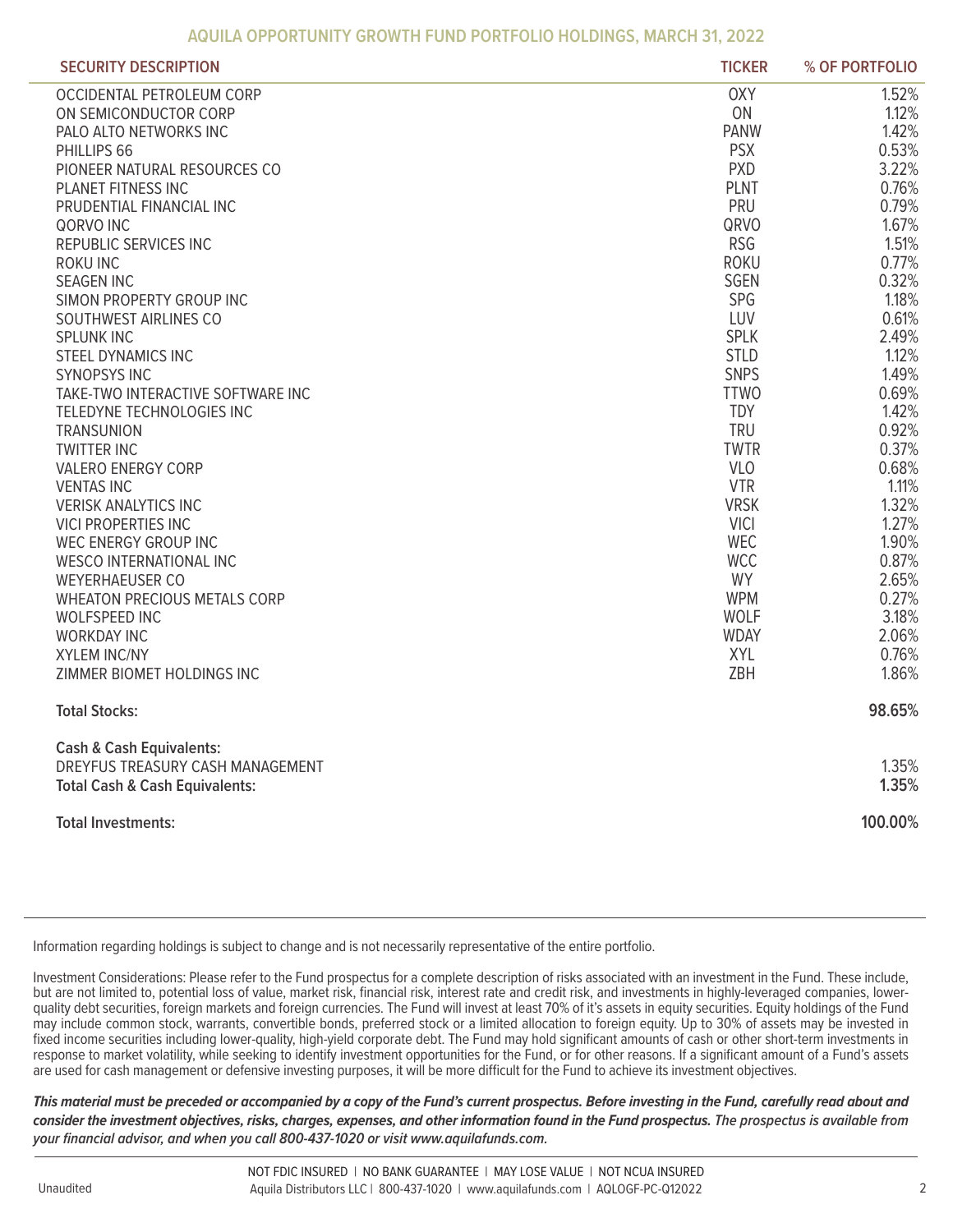## AQUILA OPPORTUNITY GROWTH FUND PORTFOLIO HOLDINGS, MARCH 31, 2022

| SECURITY DESCRIPTION | TICKER | % OF PORTFOLIO |
|---|---|---|
| OCCIDENTAL PETROLEUM CORP | OXY | 1.52% |
| ON SEMICONDUCTOR CORP | ON | 1.12% |
| PALO ALTO NETWORKS INC | PANW | 1.42% |
| PHILLIPS 66 | PSX | 0.53% |
| PIONEER NATURAL RESOURCES CO | PXD | 3.22% |
| PLANET FITNESS INC | PLNT | 0.76% |
| PRUDENTIAL FINANCIAL INC | PRU | 0.79% |
| QORVO INC | QRVO | 1.67% |
| REPUBLIC SERVICES INC | RSG | 1.51% |
| ROKU INC | ROKU | 0.77% |
| SEAGEN INC | SGEN | 0.32% |
| SIMON PROPERTY GROUP INC | SPG | 1.18% |
| SOUTHWEST AIRLINES CO | LUV | 0.61% |
| SPLUNK INC | SPLK | 2.49% |
| STEEL DYNAMICS INC | STLD | 1.12% |
| SYNOPSYS INC | SNPS | 1.49% |
| TAKE-TWO INTERACTIVE SOFTWARE INC | TTWO | 0.69% |
| TELEDYNE TECHNOLOGIES INC | TDY | 1.42% |
| TRANSUNION | TRU | 0.92% |
| TWITTER INC | TWTR | 0.37% |
| VALERO ENERGY CORP | VLO | 0.68% |
| VENTAS INC | VTR | 1.11% |
| VERISK ANALYTICS INC | VRSK | 1.32% |
| VICI PROPERTIES INC | VICI | 1.27% |
| WEC ENERGY GROUP INC | WEC | 1.90% |
| WESCO INTERNATIONAL INC | WCC | 0.87% |
| WEYERHAEUSER CO | WY | 2.65% |
| WHEATON PRECIOUS METALS CORP | WPM | 0.27% |
| WOLFSPEED INC | WOLF | 3.18% |
| WORKDAY INC | WDAY | 2.06% |
| XYLEM INC/NY | XYL | 0.76% |
| ZIMMER BIOMET HOLDINGS INC | ZBH | 1.86% |
| **Total Stocks:** | | **98.65%** |
| **Cash & Cash Equivalents:** | | |
| DREYFUS TREASURY CASH MANAGEMENT | | 1.35% |
| **Total Cash & Cash Equivalents:** | | **1.35%** |
| **Total Investments:** | | **100.00%** |

Information regarding holdings is subject to change and is not necessarily representative of the entire portfolio.

Investment Considerations: Please refer to the Fund prospectus for a complete description of risks associated with an investment in the Fund. These include, but are not limited to, potential loss of value, market risk, financial risk, interest rate and credit risk, and investments in highly-leveraged companies, lower-quality debt securities, foreign markets and foreign currencies. The Fund will invest at least 70% of it's assets in equity securities. Equity holdings of the Fund may include common stock, warrants, convertible bonds, preferred stock or a limited allocation to foreign equity. Up to 30% of assets may be invested in fixed income securities including lower-quality, high-yield corporate debt. The Fund may hold significant amounts of cash or other short-term investments in response to market volatility, while seeking to identify investment opportunities for the Fund, or for other reasons. If a significant amount of a Fund's assets are used for cash management or defensive investing purposes, it will be more difficult for the Fund to achieve its investment objectives.

***This material must be preceded or accompanied by a copy of the Fund's current prospectus. Before investing in the Fund, carefully read about and consider the investment objectives, risks, charges, expenses, and other information found in the Fund prospectus. The prospectus is available from your financial advisor, and when you call 800-437-1020 or visit www.aquilafunds.com.***

NOT FDIC INSURED | NO BANK GUARANTEE | MAY LOSE VALUE | NOT NCUA INSURED

Unaudited

Aquila Distributors LLC | 800-437-1020 | www.aquilafunds.com | AQLOGF-PC-Q12022